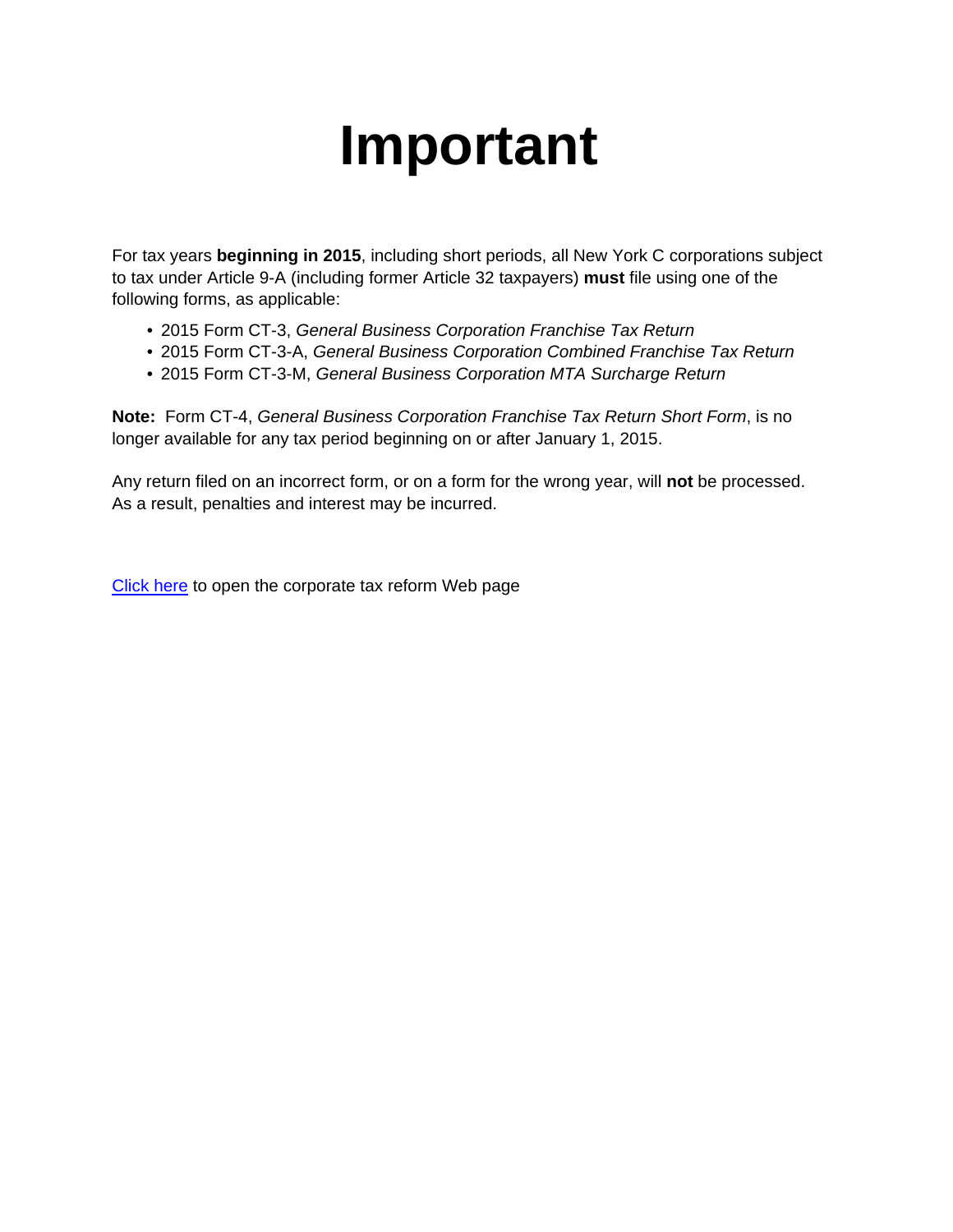# Important

For tax years **beginning in 2015**, including short periods, all New York C corporations subject to tax under Article 9-A (including former Article 32 taxpayers) **must** file using one of the following forms, as applicable:

- 2015 Form CT-3, *General Business Corporation Franchise Tax Return*
- 2015 Form CT-3-A, *General Business Corporation Combined Franchise Tax Return*
- 2015 Form CT-3-M, *General Business Corporation MTA Surcharge Return*

**Note:** Form CT-4, *General Business Corporation Franchise Tax Return Short Form*, is no longer available for any tax period beginning on or after January 1, 2015.

Any return filed on an incorrect form, or on a form for the wrong year, will **not** be processed. As a result, penalties and interest may be incurred.

Click here to open the corporate tax reform Web page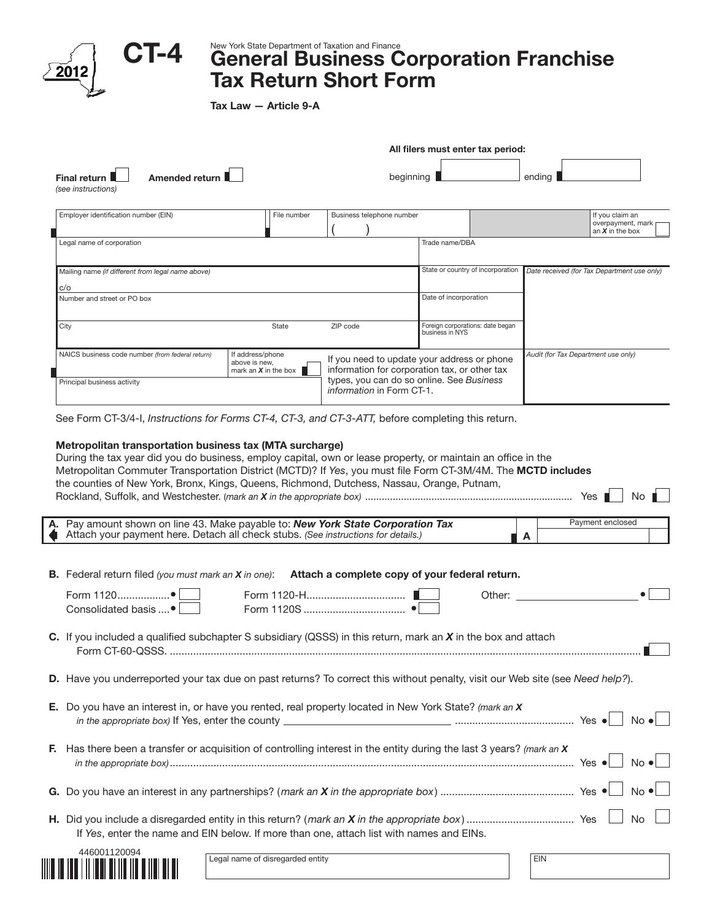2012

# CT-4

New York State Department of Taxation and Finance

# General Business Corporation Franchise Tax Return Short Form

**Tax Law — Article 9-A**

**All filers must enter tax period:**

beginning ____ ending ____

**Final return** ☐ *(see instructions)* **Amended return** ☐

| Employer identification number (EIN) | File number | Business telephone number ( ) | | If you claim an overpayment, mark an *X* in the box ☐ |
|---|---|---|---|---|
| Legal name of corporation | | | Trade name/DBA | |
| Mailing name *(if different from legal name above)* c/o | | | State or country of incorporation | *Date received (for Tax Department use only)* |
| Number and street or PO box | | | Date of incorporation | |
| City | State | ZIP code | Foreign corporations: date began business in NYS | |
| NAICS business code number *(from federal return)* | If address/phone above is new, mark an *X* in the box ☐ | If you need to update your address or phone information for corporation tax, or other tax types, you can do so online. See *Business information* in Form CT-1. | | *Audit (for Tax Department use only)* |
| Principal business activity | | | | |

See Form CT-3/4-I, *Instructions for Forms CT-4, CT-3, and CT-3-ATT,* before completing this return.

**Metropolitan transportation business tax (MTA surcharge)**

During the tax year did you do business, employ capital, own or lease property, or maintain an office in the Metropolitan Commuter Transportation District (MCTD)? If *Yes*, you must file Form CT-3M/4M. The **MCTD includes** the counties of New York, Bronx, Kings, Queens, Richmond, Dutchess, Nassau, Orange, Putnam, Rockland, Suffolk, and Westchester. (*mark an X in the appropriate box*) ........ Yes ☐ No ☐

**A.** Pay amount shown on line 43. Make payable to: ***New York State Corporation Tax***
Attach your payment here. Detach all check stubs. *(See instructions for details.)* **A** Payment enclosed ____

**B.** Federal return filed *(you must mark an X in one)*: **Attach a complete copy of your federal return.**

Form 1120.................. ☐ Form 1120-H................................. ☐ Other: ____________ ☐
Consolidated basis .... ☐ Form 1120S .................................. ☐

**C.** If you included a qualified subchapter S subsidiary (QSSS) in this return, mark an *X* in the box and attach Form CT-60-QSSS. ........ ☐

**D.** Have you underreported your tax due on past returns? To correct this without penalty, visit our Web site (see *Need help?*).

**E.** Do you have an interest in, or have you rented, real property located in New York State? *(mark an X in the appropriate box)* If Yes, enter the county ____________ ........ Yes ☐ No ☐

**F.** Has there been a transfer or acquisition of controlling interest in the entity during the last 3 years? *(mark an X in the appropriate box)* ........ Yes ☐ No ☐

**G.** Do you have an interest in any partnerships? (*mark an X in the appropriate box*) ........ Yes ☐ No ☐

**H.** Did you include a disregarded entity in this return? (*mark an X in the appropriate box*) ........ Yes ☐ No ☐
If *Yes*, enter the name and EIN below. If more than one, attach list with names and EINs.

446001120094

| Legal name of disregarded entity | EIN |
|---|---|
| | |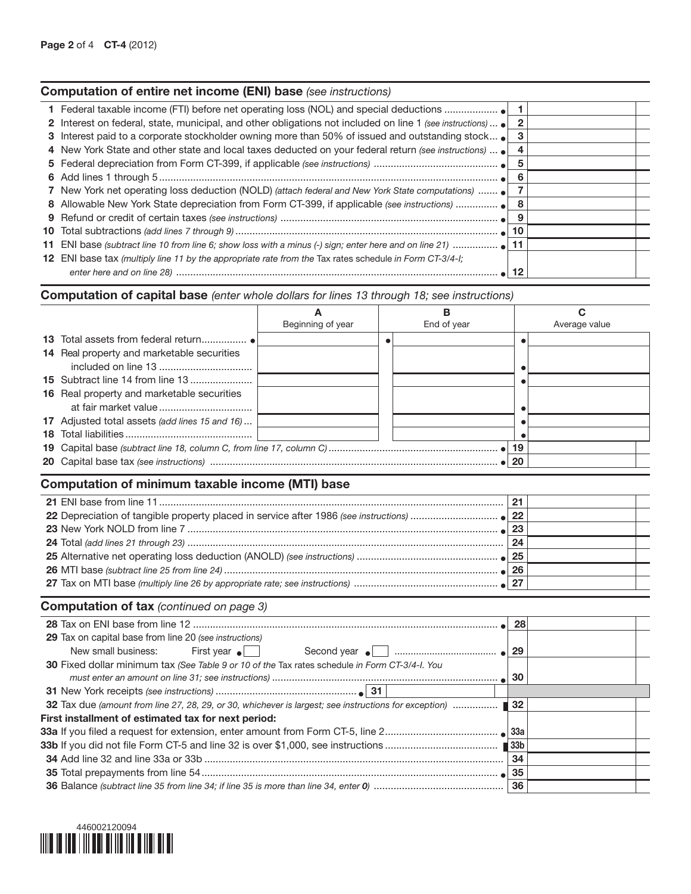## Computation of entire net income (ENI) base *(see instructions)*

| Line | Description | No. | Amount |
|---|---|---|---|
| 1 | Federal taxable income (FTI) before net operating loss (NOL) and special deductions | 1 | |
| 2 | Interest on federal, state, municipal, and other obligations not included on line 1 *(see instructions)* | 2 | |
| 3 | Interest paid to a corporate stockholder owning more than 50% of issued and outstanding stock | 3 | |
| 4 | New York State and other state and local taxes deducted on your federal return *(see instructions)* | 4 | |
| 5 | Federal depreciation from Form CT-399, if applicable *(see instructions)* | 5 | |
| 6 | Add lines 1 through 5 | 6 | |
| 7 | New York net operating loss deduction (NOLD) *(attach federal and New York State computations)* | 7 | |
| 8 | Allowable New York State depreciation from Form CT-399, if applicable *(see instructions)* | 8 | |
| 9 | Refund or credit of certain taxes *(see instructions)* | 9 | |
| 10 | Total subtractions *(add lines 7 through 9)* | 10 | |
| 11 | ENI base *(subtract line 10 from line 6; show loss with a minus (-) sign; enter here and on line 21)* | 11 | |
| 12 | ENI base tax *(multiply line 11 by the appropriate rate from the Tax rates schedule in Form CT-3/4-I; enter here and on line 28)* | 12 | |

## Computation of capital base *(enter whole dollars for lines 13 through 18; see instructions)*

| Line | Description | A Beginning of year | B End of year | C Average value |
|---|---|---|---|---|
| 13 | Total assets from federal return | | | |
| 14 | Real property and marketable securities included on line 13 | | | |
| 15 | Subtract line 14 from line 13 | | | |
| 16 | Real property and marketable securities at fair market value | | | |
| 17 | Adjusted total assets *(add lines 15 and 16)* | | | |
| 18 | Total liabilities | | | |

| Line | Description | No. | Amount |
|---|---|---|---|
| 19 | Capital base *(subtract line 18, column C, from line 17, column C)* | 19 | |
| 20 | Capital base tax *(see instructions)* | 20 | |

## Computation of minimum taxable income (MTI) base

| Line | Description | No. | Amount |
|---|---|---|---|
| 21 | ENI base from line 11 | 21 | |
| 22 | Depreciation of tangible property placed in service after 1986 *(see instructions)* | 22 | |
| 23 | New York NOLD from line 7 | 23 | |
| 24 | Total *(add lines 21 through 23)* | 24 | |
| 25 | Alternative net operating loss deduction (ANOLD) *(see instructions)* | 25 | |
| 26 | MTI base *(subtract line 25 from line 24)* | 26 | |
| 27 | Tax on MTI base *(multiply line 26 by appropriate rate; see instructions)* | 27 | |

## Computation of tax *(continued on page 3)*

| Line | Description | No. | Amount |
|---|---|---|---|
| 28 | Tax on ENI base from line 12 | 28 | |
| 29 | Tax on capital base from line 20 *(see instructions)* New small business: First year ☐ Second year ☐ | 29 | |
| 30 | Fixed dollar minimum tax *(See Table 9 or 10 of the Tax rates schedule in Form CT-3/4-I. You must enter an amount on line 31; see instructions)* | 30 | |
| 31 | New York receipts *(see instructions)* ..... 31 ______ | | |
| 32 | Tax due *(amount from line 27, 28, 29, or 30, whichever is largest; see instructions for exception)* | 32 | |
| | **First installment of estimated tax for next period:** | | |
| 33a | If you filed a request for extension, enter amount from Form CT-5, line 2 | 33a | |
| 33b | If you did not file Form CT-5 and line 32 is over $1,000, see instructions | 33b | |
| 34 | Add line 32 and line 33a or 33b | 34 | |
| 35 | Total prepayments from line 54 | 35 | |
| 36 | Balance *(subtract line 35 from line 34; if line 35 is more than line 34, enter 0)* | 36 | |

446002120094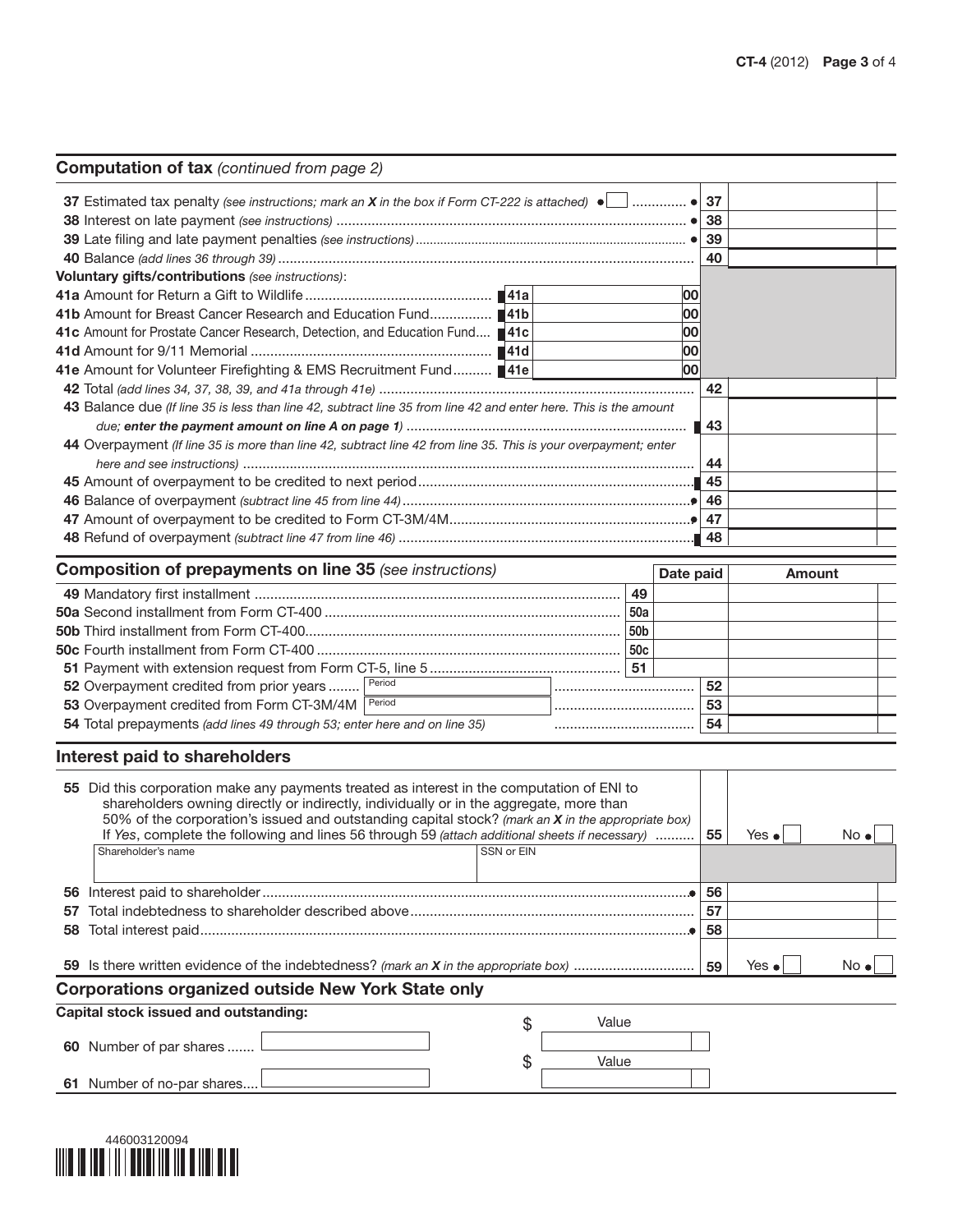## Computation of tax *(continued from page 2)*

| Line | Description | | Amount |
|---|---|---|---|
| 37 | Estimated tax penalty *(see instructions; mark an **X** in the box if Form CT-222 is attached)* ☐ | 37 | |
| 38 | Interest on late payment *(see instructions)* | 38 | |
| 39 | Late filing and late payment penalties *(see instructions)* | 39 | |
| 40 | Balance *(add lines 36 through 39)* | 40 | |

**Voluntary gifts/contributions** *(see instructions)*:

| Line | Description | Amount |
|---|---|---|
| 41a | Amount for Return a Gift to Wildlife | 00 |
| 41b | Amount for Breast Cancer Research and Education Fund | 00 |
| 41c | Amount for Prostate Cancer Research, Detection, and Education Fund | 00 |
| 41d | Amount for 9/11 Memorial | 00 |
| 41e | Amount for Volunteer Firefighting & EMS Recruitment Fund | 00 |

| Line | Description | | Amount |
|---|---|---|---|
| 42 | Total *(add lines 34, 37, 38, 39, and 41a through 41e)* | 42 | |
| 43 | Balance due *(If line 35 is less than line 42, subtract line 35 from line 42 and enter here. This is the amount due;* ***enter the payment amount on line A on page 1****)* | 43 | |
| 44 | Overpayment *(If line 35 is more than line 42, subtract line 42 from line 35. This is your overpayment; enter here and see instructions)* | 44 | |
| 45 | Amount of overpayment to be credited to next period | 45 | |
| 46 | Balance of overpayment *(subtract line 45 from line 44)* | 46 | |
| 47 | Amount of overpayment to be credited to Form CT-3M/4M | 47 | |
| 48 | Refund of overpayment *(subtract line 47 from line 46)* | 48 | |

## Composition of prepayments on line 35 *(see instructions)*

| Line | Description | | Date paid | Amount |
|---|---|---|---|---|
| 49 | Mandatory first installment | 49 | | |
| 50a | Second installment from Form CT-400 | 50a | | |
| 50b | Third installment from Form CT-400 | 50b | | |
| 50c | Fourth installment from Form CT-400 | 50c | | |
| 51 | Payment with extension request from Form CT-5, line 5 | 51 | | |
| 52 | Overpayment credited from prior years — Period | | 52 | |
| 53 | Overpayment credited from Form CT-3M/4M — Period | | 53 | |
| 54 | Total prepayments *(add lines 49 through 53; enter here and on line 35)* | | 54 | |

## Interest paid to shareholders

**55** Did this corporation make any payments treated as interest in the computation of ENI to shareholders owning directly or indirectly, individually or in the aggregate, more than 50% of the corporation's issued and outstanding capital stock? *(mark an **X** in the appropriate box)* If *Yes*, complete the following and lines 56 through 59 *(attach additional sheets if necessary)* — **55** Yes ☐ No ☐

| Shareholder's name | SSN or EIN |
|---|---|
| | |

| Line | Description | | Amount |
|---|---|---|---|
| 56 | Interest paid to shareholder | 56 | |
| 57 | Total indebtedness to shareholder described above | 57 | |
| 58 | Total interest paid | 58 | |

**59** Is there written evidence of the indebtedness? *(mark an **X** in the appropriate box)* — **59** Yes ☐ No ☐

## Corporations organized outside New York State only

**Capital stock issued and outstanding:**

| Line | Description | Number | Value ($) |
|---|---|---|---|
| 60 | Number of par shares | | |
| 61 | Number of no-par shares | | |

446003120094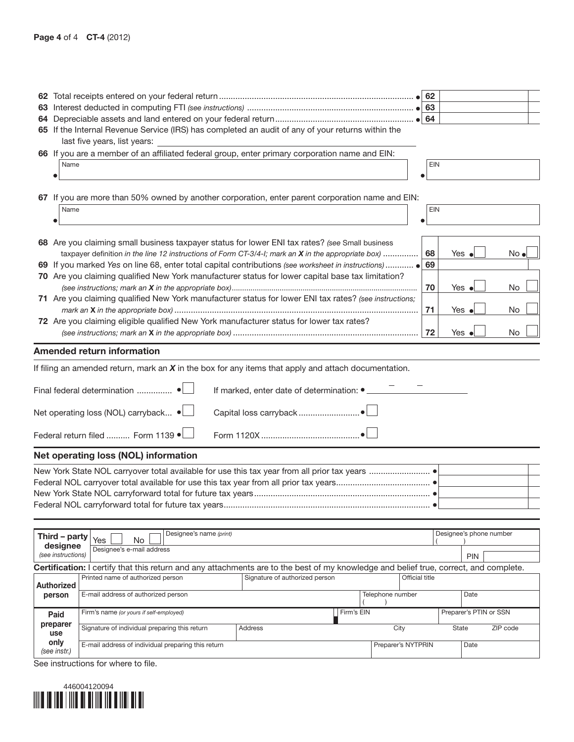| | | | |
|---|---|---|---|
| **62** Total receipts entered on your federal return | • | 62 | |
| **63** Interest deducted in computing FTI *(see instructions)* | • | 63 | |
| **64** Depreciable assets and land entered on your federal return | • | 64 | |

**65** If the Internal Revenue Service (IRS) has completed an audit of any of your returns within the last five years, list years: ____________________

**66** If you are a member of an affiliated federal group, enter primary corporation name and EIN:

| Name | EIN |
|---|---|
| • | • |

**67** If you are more than 50% owned by another corporation, enter parent corporation name and EIN:

| Name | EIN |
|---|---|
| • | • |

| | | | |
|---|---|---|---|
| **68** Are you claiming small business taxpayer status for lower ENI tax rates? *(see* Small business taxpayer definition *in the line 12 instructions of Form CT-3/4-I; mark an* ***X*** *in the appropriate box)* | 68 | Yes • ☐ | No • ☐ |
| **69** If you marked *Yes* on line 68, enter total capital contributions *(see worksheet in instructions)* • | 69 | | |
| **70** Are you claiming qualified New York manufacturer status for lower capital base tax limitation? *(see instructions; mark an* **X** *in the appropriate box)* | 70 | Yes • ☐ | No ☐ |
| **71** Are you claiming qualified New York manufacturer status for lower ENI tax rates? *(see instructions; mark an* **X** *in the appropriate box)* | 71 | Yes • ☐ | No ☐ |
| **72** Are you claiming eligible qualified New York manufacturer status for lower tax rates? *(see instructions; mark an* **X** *in the appropriate box)* | 72 | Yes • ☐ | No ☐ |

## Amended return information

If filing an amended return, mark an ***X*** in the box for any items that apply and attach documentation.

Final federal determination • ☐ If marked, enter date of determination: • ____ – ____ – ____

Net operating loss (NOL) carryback... • ☐ Capital loss carryback • ☐

Federal return filed .......... Form 1139 • ☐ Form 1120X • ☐

## Net operating loss (NOL) information

| | | |
|---|---|---|
| New York State NOL carryover total available for use this tax year from all prior tax years | • | |
| Federal NOL carryover total available for use this tax year from all prior tax years | • | |
| New York State NOL carryforward total for future tax years | • | |
| Federal NOL carryforward total for future tax years | • | |

| | | | |
|---|---|---|---|
| **Third – party designee** *(see instructions)* | Yes ☐ No ☐ | Designee's name *(print)* | Designee's phone number ( ) |
| | Designee's e-mail address | | PIN |

**Certification:** I certify that this return and any attachments are to the best of my knowledge and belief true, correct, and complete.

| | | | | |
|---|---|---|---|---|
| **Authorized person** | Printed name of authorized person | Signature of authorized person | Official title | |
| | E-mail address of authorized person | | Telephone number ( ) | Date |
| **Paid preparer use only** *(see instr.)* | Firm's name *(or yours if self-employed)* | Firm's EIN | | Preparer's PTIN or SSN |
| | Signature of individual preparing this return | Address | City | State ZIP code |
| | E-mail address of individual preparing this return | | Preparer's NYTPRIN | Date |

See instructions for where to file.

446004120094